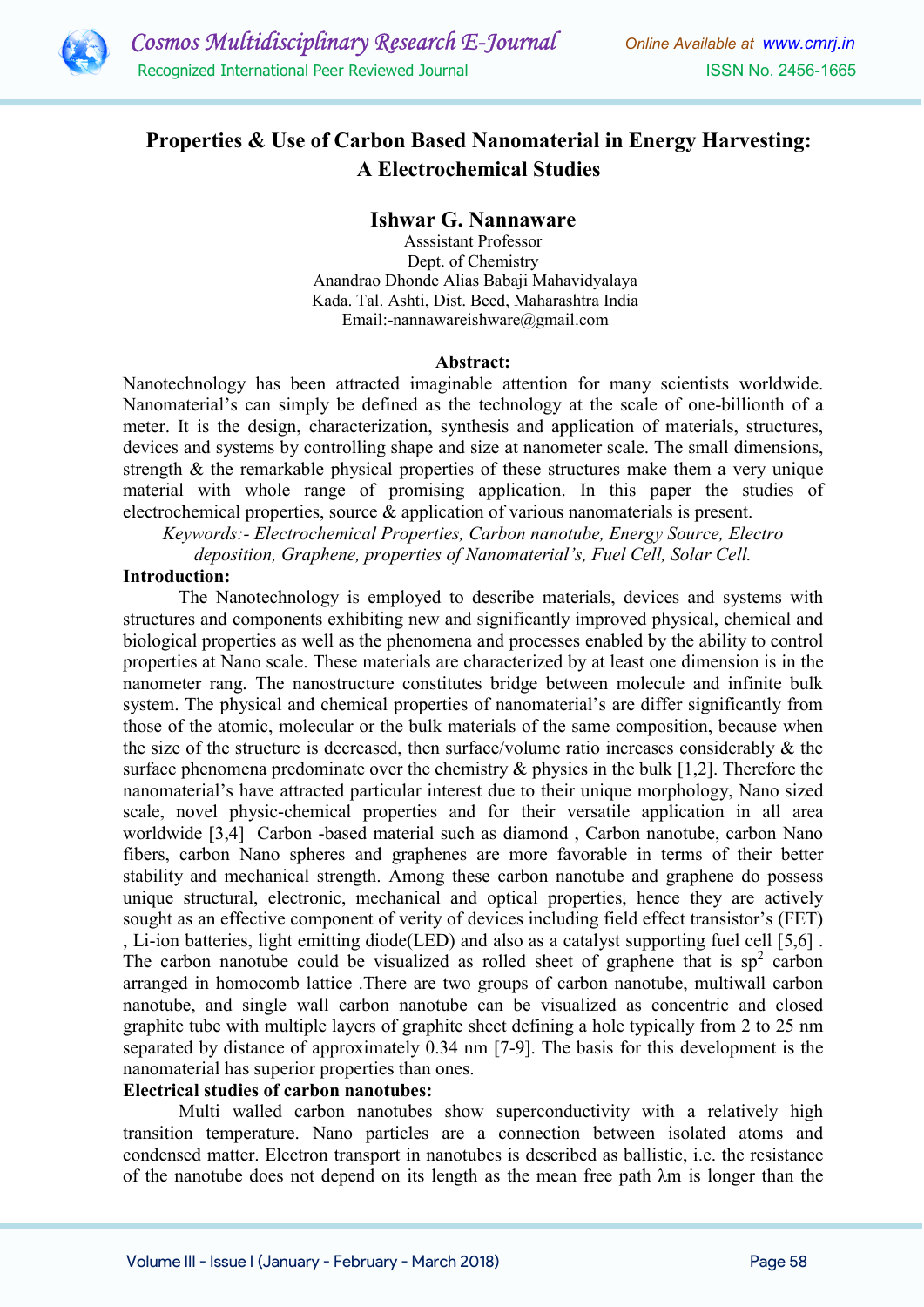# Properties & Use of Carbon Based Nanomaterial in Energy Harvesting: A Electrochemical Studies

**Ishwar G. Nannaware**

Asssistant Professor
Dept. of Chemistry
Anandrao Dhonde Alias Babaji Mahavidyalaya
Kada. Tal. Ashti, Dist. Beed, Maharashtra India
Email:-nannawareishware@gmail.com

**Abstract:**

Nanotechnology has been attracted imaginable attention for many scientists worldwide. Nanomaterial's can simply be defined as the technology at the scale of one-billionth of a meter. It is the design, characterization, synthesis and application of materials, structures, devices and systems by controlling shape and size at nanometer scale. The small dimensions, strength & the remarkable physical properties of these structures make them a very unique material with whole range of promising application. In this paper the studies of electrochemical properties, source & application of various nanomaterials is present.

*Keywords:- Electrochemical Properties, Carbon nanotube, Energy Source, Electro deposition, Graphene, properties of Nanomaterial's, Fuel Cell, Solar Cell.*

**Introduction:**

The Nanotechnology is employed to describe materials, devices and systems with structures and components exhibiting new and significantly improved physical, chemical and biological properties as well as the phenomena and processes enabled by the ability to control properties at Nano scale. These materials are characterized by at least one dimension is in the nanometer rang. The nanostructure constitutes bridge between molecule and infinite bulk system. The physical and chemical properties of nanomaterial's are differ significantly from those of the atomic, molecular or the bulk materials of the same composition, because when the size of the structure is decreased, then surface/volume ratio increases considerably & the surface phenomena predominate over the chemistry & physics in the bulk [1,2]. Therefore the nanomaterial's have attracted particular interest due to their unique morphology, Nano sized scale, novel physic-chemical properties and for their versatile application in all area worldwide [3,4] Carbon -based material such as diamond , Carbon nanotube, carbon Nano fibers, carbon Nano spheres and graphenes are more favorable in terms of their better stability and mechanical strength. Among these carbon nanotube and graphene do possess unique structural, electronic, mechanical and optical properties, hence they are actively sought as an effective component of verity of devices including field effect transistor's (FET) , Li-ion batteries, light emitting diode(LED) and also as a catalyst supporting fuel cell [5,6] . The carbon nanotube could be visualized as rolled sheet of graphene that is $sp^2$ carbon arranged in homocomb lattice .There are two groups of carbon nanotube, multiwall carbon nanotube, and single wall carbon nanotube can be visualized as concentric and closed graphite tube with multiple layers of graphite sheet defining a hole typically from 2 to 25 nm separated by distance of approximately 0.34 nm [7-9]. The basis for this development is the nanomaterial has superior properties than ones.

**Electrical studies of carbon nanotubes:**

Multi walled carbon nanotubes show superconductivity with a relatively high transition temperature. Nano particles are a connection between isolated atoms and condensed matter. Electron transport in nanotubes is described as ballistic, i.e. the resistance of the nanotube does not depend on its length as the mean free path $\lambda m$ is longer than the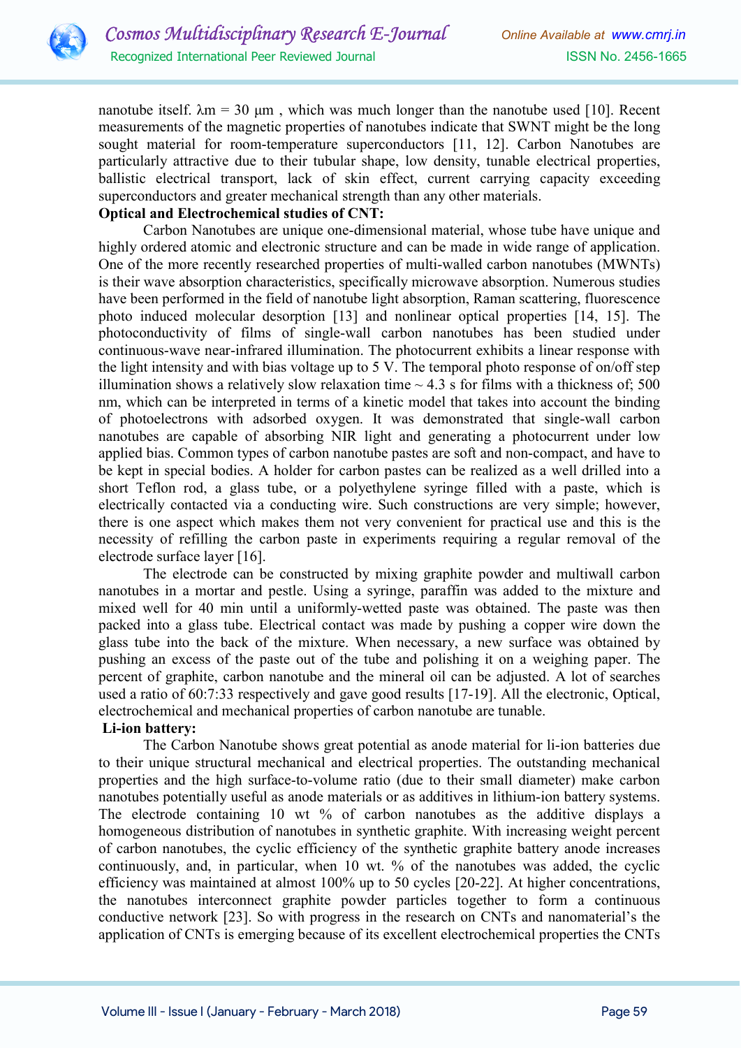nanotube itself. $\lambda m = 30\ \mu m$ , which was much longer than the nanotube used [10]. Recent measurements of the magnetic properties of nanotubes indicate that SWNT might be the long sought material for room-temperature superconductors [11, 12]. Carbon Nanotubes are particularly attractive due to their tubular shape, low density, tunable electrical properties, ballistic electrical transport, lack of skin effect, current carrying capacity exceeding superconductors and greater mechanical strength than any other materials.

**Optical and Electrochemical studies of CNT:**

Carbon Nanotubes are unique one-dimensional material, whose tube have unique and highly ordered atomic and electronic structure and can be made in wide range of application. One of the more recently researched properties of multi-walled carbon nanotubes (MWNTs) is their wave absorption characteristics, specifically microwave absorption. Numerous studies have been performed in the field of nanotube light absorption, Raman scattering, fluorescence photo induced molecular desorption [13] and nonlinear optical properties [14, 15]. The photoconductivity of films of single-wall carbon nanotubes has been studied under continuous-wave near-infrared illumination. The photocurrent exhibits a linear response with the light intensity and with bias voltage up to 5 V. The temporal photo response of on/off step illumination shows a relatively slow relaxation time ~ 4.3 s for films with a thickness of; 500 nm, which can be interpreted in terms of a kinetic model that takes into account the binding of photoelectrons with adsorbed oxygen. It was demonstrated that single-wall carbon nanotubes are capable of absorbing NIR light and generating a photocurrent under low applied bias. Common types of carbon nanotube pastes are soft and non-compact, and have to be kept in special bodies. A holder for carbon pastes can be realized as a well drilled into a short Teflon rod, a glass tube, or a polyethylene syringe filled with a paste, which is electrically contacted via a conducting wire. Such constructions are very simple; however, there is one aspect which makes them not very convenient for practical use and this is the necessity of refilling the carbon paste in experiments requiring a regular removal of the electrode surface layer [16].

The electrode can be constructed by mixing graphite powder and multiwall carbon nanotubes in a mortar and pestle. Using a syringe, paraffin was added to the mixture and mixed well for 40 min until a uniformly-wetted paste was obtained. The paste was then packed into a glass tube. Electrical contact was made by pushing a copper wire down the glass tube into the back of the mixture. When necessary, a new surface was obtained by pushing an excess of the paste out of the tube and polishing it on a weighing paper. The percent of graphite, carbon nanotube and the mineral oil can be adjusted. A lot of searches used a ratio of 60:7:33 respectively and gave good results [17-19]. All the electronic, Optical, electrochemical and mechanical properties of carbon nanotube are tunable.

**Li-ion battery:**

The Carbon Nanotube shows great potential as anode material for li-ion batteries due to their unique structural mechanical and electrical properties. The outstanding mechanical properties and the high surface-to-volume ratio (due to their small diameter) make carbon nanotubes potentially useful as anode materials or as additives in lithium-ion battery systems. The electrode containing 10 wt % of carbon nanotubes as the additive displays a homogeneous distribution of nanotubes in synthetic graphite. With increasing weight percent of carbon nanotubes, the cyclic efficiency of the synthetic graphite battery anode increases continuously, and, in particular, when 10 wt. % of the nanotubes was added, the cyclic efficiency was maintained at almost 100% up to 50 cycles [20-22]. At higher concentrations, the nanotubes interconnect graphite powder particles together to form a continuous conductive network [23]. So with progress in the research on CNTs and nanomaterial's the application of CNTs is emerging because of its excellent electrochemical properties the CNTs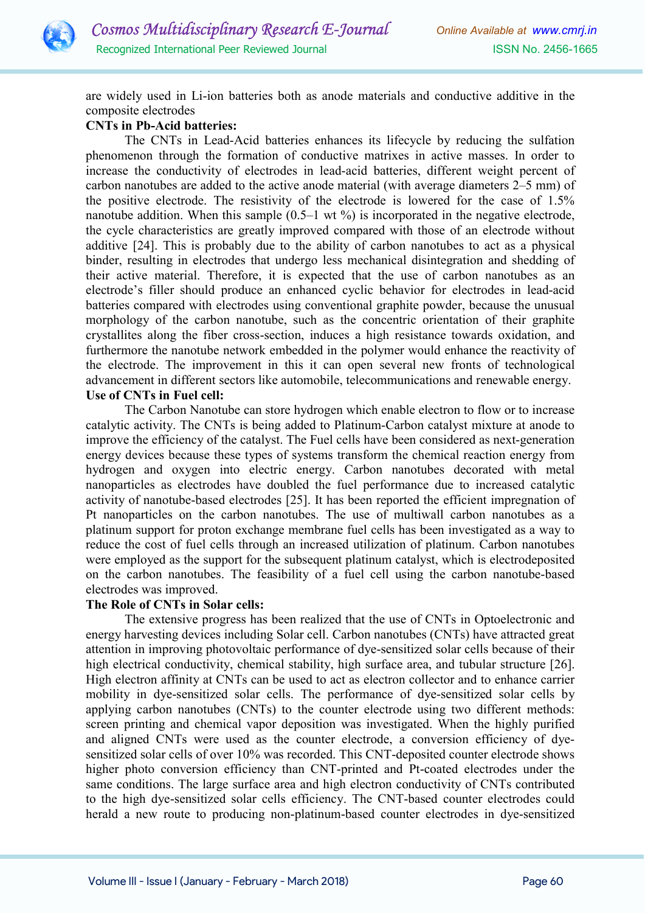are widely used in Li-ion batteries both as anode materials and conductive additive in the composite electrodes

**CNTs in Pb-Acid batteries:**

The CNTs in Lead-Acid batteries enhances its lifecycle by reducing the sulfation phenomenon through the formation of conductive matrixes in active masses. In order to increase the conductivity of electrodes in lead-acid batteries, different weight percent of carbon nanotubes are added to the active anode material (with average diameters 2–5 mm) of the positive electrode. The resistivity of the electrode is lowered for the case of 1.5% nanotube addition. When this sample (0.5–1 wt %) is incorporated in the negative electrode, the cycle characteristics are greatly improved compared with those of an electrode without additive [24]. This is probably due to the ability of carbon nanotubes to act as a physical binder, resulting in electrodes that undergo less mechanical disintegration and shedding of their active material. Therefore, it is expected that the use of carbon nanotubes as an electrode's filler should produce an enhanced cyclic behavior for electrodes in lead-acid batteries compared with electrodes using conventional graphite powder, because the unusual morphology of the carbon nanotube, such as the concentric orientation of their graphite crystallites along the fiber cross-section, induces a high resistance towards oxidation, and furthermore the nanotube network embedded in the polymer would enhance the reactivity of the electrode. The improvement in this it can open several new fronts of technological advancement in different sectors like automobile, telecommunications and renewable energy.

**Use of CNTs in Fuel cell:**

The Carbon Nanotube can store hydrogen which enable electron to flow or to increase catalytic activity. The CNTs is being added to Platinum-Carbon catalyst mixture at anode to improve the efficiency of the catalyst. The Fuel cells have been considered as next-generation energy devices because these types of systems transform the chemical reaction energy from hydrogen and oxygen into electric energy. Carbon nanotubes decorated with metal nanoparticles as electrodes have doubled the fuel performance due to increased catalytic activity of nanotube-based electrodes [25]. It has been reported the efficient impregnation of Pt nanoparticles on the carbon nanotubes. The use of multiwall carbon nanotubes as a platinum support for proton exchange membrane fuel cells has been investigated as a way to reduce the cost of fuel cells through an increased utilization of platinum. Carbon nanotubes were employed as the support for the subsequent platinum catalyst, which is electrodeposited on the carbon nanotubes. The feasibility of a fuel cell using the carbon nanotube-based electrodes was improved.

**The Role of CNTs in Solar cells:**

The extensive progress has been realized that the use of CNTs in Optoelectronic and energy harvesting devices including Solar cell. Carbon nanotubes (CNTs) have attracted great attention in improving photovoltaic performance of dye-sensitized solar cells because of their high electrical conductivity, chemical stability, high surface area, and tubular structure [26]. High electron affinity at CNTs can be used to act as electron collector and to enhance carrier mobility in dye-sensitized solar cells. The performance of dye-sensitized solar cells by applying carbon nanotubes (CNTs) to the counter electrode using two different methods: screen printing and chemical vapor deposition was investigated. When the highly purified and aligned CNTs were used as the counter electrode, a conversion efficiency of dye-sensitized solar cells of over 10% was recorded. This CNT-deposited counter electrode shows higher photo conversion efficiency than CNT-printed and Pt-coated electrodes under the same conditions. The large surface area and high electron conductivity of CNTs contributed to the high dye-sensitized solar cells efficiency. The CNT-based counter electrodes could herald a new route to producing non-platinum-based counter electrodes in dye-sensitized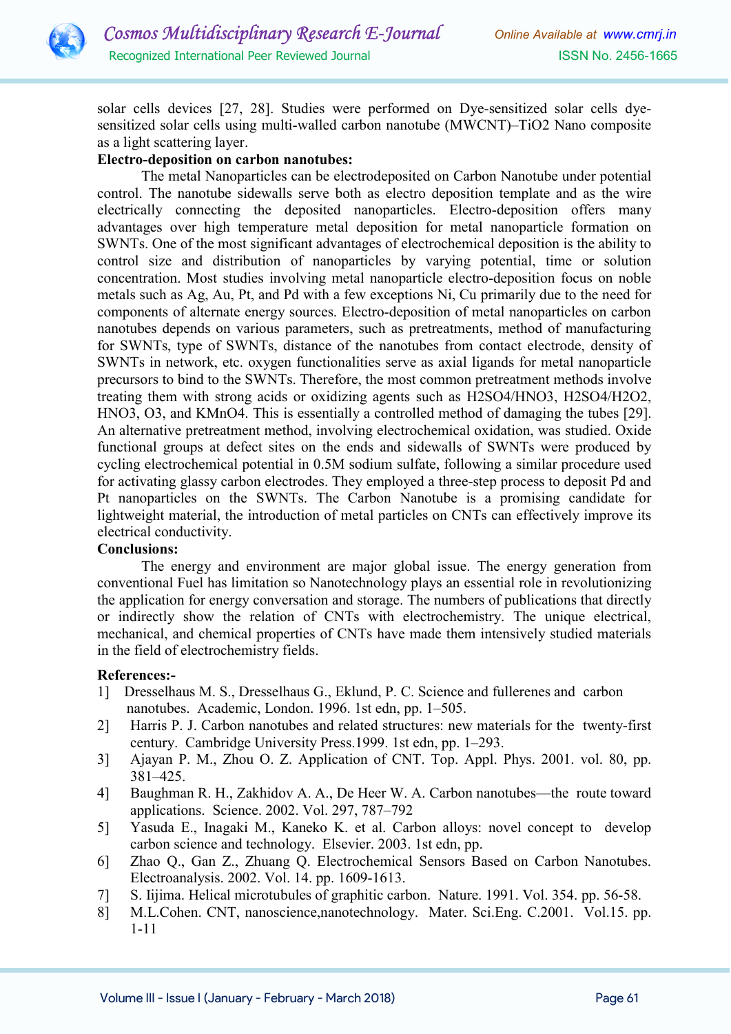solar cells devices [27, 28]. Studies were performed on Dye-sensitized solar cells dye-sensitized solar cells using multi-walled carbon nanotube (MWCNT)–$TiO_2$ Nano composite as a light scattering layer.

**Electro-deposition on carbon nanotubes:**

The metal Nanoparticles can be electrodeposited on Carbon Nanotube under potential control. The nanotube sidewalls serve both as electro deposition template and as the wire electrically connecting the deposited nanoparticles. Electro-deposition offers many advantages over high temperature metal deposition for metal nanoparticle formation on SWNTs. One of the most significant advantages of electrochemical deposition is the ability to control size and distribution of nanoparticles by varying potential, time or solution concentration. Most studies involving metal nanoparticle electro-deposition focus on noble metals such as Ag, Au, Pt, and Pd with a few exceptions Ni, Cu primarily due to the need for components of alternate energy sources. Electro-deposition of metal nanoparticles on carbon nanotubes depends on various parameters, such as pretreatments, method of manufacturing for SWNTs, type of SWNTs, distance of the nanotubes from contact electrode, density of SWNTs in network, etc. oxygen functionalities serve as axial ligands for metal nanoparticle precursors to bind to the SWNTs. Therefore, the most common pretreatment methods involve treating them with strong acids or oxidizing agents such as $H_2SO_4/HNO_3$, $H_2SO_4/H_2O_2$, $HNO_3$, $O_3$, and $KMnO_4$. This is essentially a controlled method of damaging the tubes [29]. An alternative pretreatment method, involving electrochemical oxidation, was studied. Oxide functional groups at defect sites on the ends and sidewalls of SWNTs were produced by cycling electrochemical potential in 0.5M sodium sulfate, following a similar procedure used for activating glassy carbon electrodes. They employed a three-step process to deposit Pd and Pt nanoparticles on the SWNTs. The Carbon Nanotube is a promising candidate for lightweight material, the introduction of metal particles on CNTs can effectively improve its electrical conductivity.

**Conclusions:**

The energy and environment are major global issue. The energy generation from conventional Fuel has limitation so Nanotechnology plays an essential role in revolutionizing the application for energy conversation and storage. The numbers of publications that directly or indirectly show the relation of CNTs with electrochemistry. The unique electrical, mechanical, and chemical properties of CNTs have made them intensively studied materials in the field of electrochemistry fields.

**References:-**

1] Dresselhaus M. S., Dresselhaus G., Eklund, P. C. Science and fullerenes and carbon nanotubes. Academic, London. 1996. 1st edn, pp. 1–505.

2] Harris P. J. Carbon nanotubes and related structures: new materials for the twenty-first century. Cambridge University Press.1999. 1st edn, pp. 1–293.

3] Ajayan P. M., Zhou O. Z. Application of CNT. Top. Appl. Phys. 2001. vol. 80, pp. 381–425.

4] Baughman R. H., Zakhidov A. A., De Heer W. A. Carbon nanotubes—the route toward applications. Science. 2002. Vol. 297, 787–792

5] Yasuda E., Inagaki M., Kaneko K. et al. Carbon alloys: novel concept to develop carbon science and technology. Elsevier. 2003. 1st edn, pp.

6] Zhao Q., Gan Z., Zhuang Q. Electrochemical Sensors Based on Carbon Nanotubes. Electroanalysis. 2002. Vol. 14. pp. 1609-1613.

7] S. Iijima. Helical microtubules of graphitic carbon. Nature. 1991. Vol. 354. pp. 56-58.

8] M.L.Cohen. CNT, nanoscience,nanotechnology. Mater. Sci.Eng. C.2001. Vol.15. pp. 1-11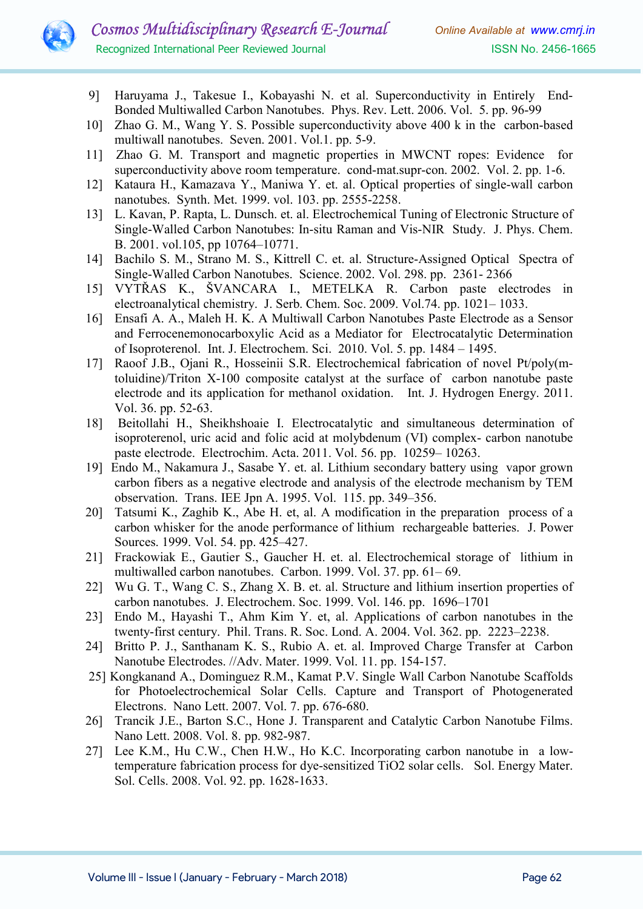9] Haruyama J., Takesue I., Kobayashi N. et al. Superconductivity in Entirely End-Bonded Multiwalled Carbon Nanotubes. Phys. Rev. Lett. 2006. Vol. 5. pp. 96-99

10] Zhao G. M., Wang Y. S. Possible superconductivity above 400 k in the carbon-based multiwall nanotubes. Seven. 2001. Vol.1. pp. 5-9.

11] Zhao G. M. Transport and magnetic properties in MWCNT ropes: Evidence for superconductivity above room temperature. cond-mat.supr-con. 2002. Vol. 2. pp. 1-6.

12] Kataura H., Kamazava Y., Maniwa Y. et. al. Optical properties of single-wall carbon nanotubes. Synth. Met. 1999. vol. 103. pp. 2555-2258.

13] L. Kavan, P. Rapta, L. Dunsch. et. al. Electrochemical Tuning of Electronic Structure of Single-Walled Carbon Nanotubes: In-situ Raman and Vis-NIR Study. J. Phys. Chem. B. 2001. vol.105, pp 10764–10771.

14] Bachilo S. M., Strano M. S., Kittrell C. et. al. Structure-Assigned Optical Spectra of Single-Walled Carbon Nanotubes. Science. 2002. Vol. 298. pp. 2361- 2366

15] VYTŘAS K., ŠVANCARA I., METELKA R. Carbon paste electrodes in electroanalytical chemistry. J. Serb. Chem. Soc. 2009. Vol.74. pp. 1021– 1033.

16] Ensafi A. A., Maleh H. K. A Multiwall Carbon Nanotubes Paste Electrode as a Sensor and Ferrocenemonocarboxylic Acid as a Mediator for Electrocatalytic Determination of Isoproterenol. Int. J. Electrochem. Sci. 2010. Vol. 5. pp. 1484 – 1495.

17] Raoof J.B., Ojani R., Hosseinii S.R. Electrochemical fabrication of novel Pt/poly(m-toluidine)/Triton X-100 composite catalyst at the surface of carbon nanotube paste electrode and its application for methanol oxidation. Int. J. Hydrogen Energy. 2011. Vol. 36. pp. 52-63.

18] Beitollahi H., Sheikhshoaie I. Electrocatalytic and simultaneous determination of isoproterenol, uric acid and folic acid at molybdenum (VI) complex- carbon nanotube paste electrode. Electrochim. Acta. 2011. Vol. 56. pp. 10259– 10263.

19] Endo M., Nakamura J., Sasabe Y. et. al. Lithium secondary battery using vapor grown carbon fibers as a negative electrode and analysis of the electrode mechanism by TEM observation. Trans. IEE Jpn A. 1995. Vol. 115. pp. 349–356.

20] Tatsumi K., Zaghib K., Abe H. et, al. A modification in the preparation process of a carbon whisker for the anode performance of lithium rechargeable batteries. J. Power Sources. 1999. Vol. 54. pp. 425–427.

21] Frackowiak E., Gautier S., Gaucher H. et. al. Electrochemical storage of lithium in multiwalled carbon nanotubes. Carbon. 1999. Vol. 37. pp. 61– 69.

22] Wu G. T., Wang C. S., Zhang X. B. et. al. Structure and lithium insertion properties of carbon nanotubes. J. Electrochem. Soc. 1999. Vol. 146. pp. 1696–1701

23] Endo M., Hayashi T., Ahm Kim Y. et, al. Applications of carbon nanotubes in the twenty-first century. Phil. Trans. R. Soc. Lond. A. 2004. Vol. 362. pp. 2223–2238.

24] Britto P. J., Santhanam K. S., Rubio A. et. al. Improved Charge Transfer at Carbon Nanotube Electrodes. //Adv. Mater. 1999. Vol. 11. pp. 154-157.

25] Kongkanand A., Dominguez R.M., Kamat P.V. Single Wall Carbon Nanotube Scaffolds for Photoelectrochemical Solar Cells. Capture and Transport of Photogenerated Electrons. Nano Lett. 2007. Vol. 7. pp. 676-680.

26] Trancik J.E., Barton S.C., Hone J. Transparent and Catalytic Carbon Nanotube Films. Nano Lett. 2008. Vol. 8. pp. 982-987.

27] Lee K.M., Hu C.W., Chen H.W., Ho K.C. Incorporating carbon nanotube in a low-temperature fabrication process for dye-sensitized $TiO_2$ solar cells. Sol. Energy Mater. Sol. Cells. 2008. Vol. 92. pp. 1628-1633.